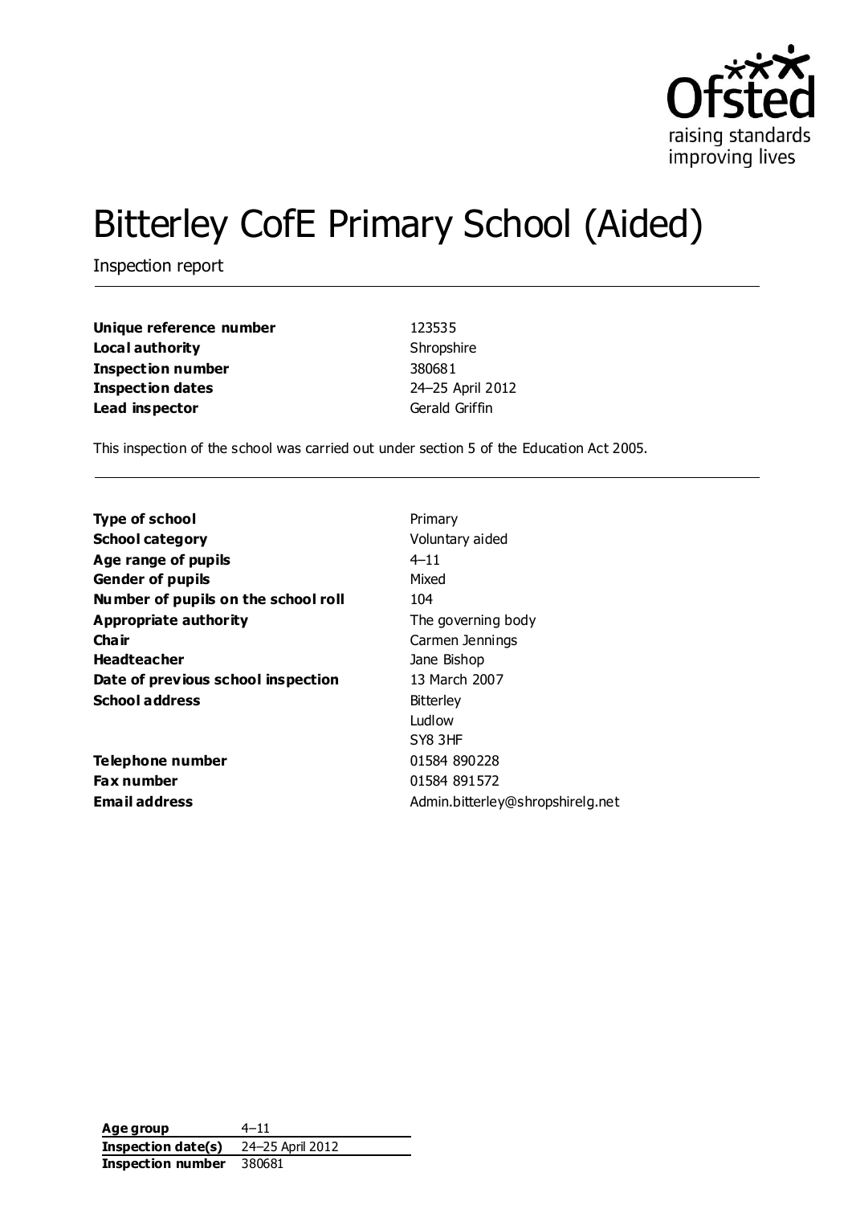# Bitterley CofE Primary School (Aided)

Inspection report

| | |
|---|---|
| **Unique reference number** | 123535 |
| **Local authority** | Shropshire |
| **Inspection number** | 380681 |
| **Inspection dates** | 24–25 April 2012 |
| **Lead inspector** | Gerald Griffin |

This inspection of the school was carried out under section 5 of the Education Act 2005.

| | |
|---|---|
| **Type of school** | Primary |
| **School category** | Voluntary aided |
| **Age range of pupils** | 4–11 |
| **Gender of pupils** | Mixed |
| **Number of pupils on the school roll** | 104 |
| **Appropriate authority** | The governing body |
| **Chair** | Carmen Jennings |
| **Headteacher** | Jane Bishop |
| **Date of previous school inspection** | 13 March 2007 |
| **School address** | Bitterley<br>Ludlow<br>SY8 3HF |
| **Telephone number** | 01584 890228 |
| **Fax number** | 01584 891572 |
| **Email address** | Admin.bitterley@shropshirelg.net |

| | |
|---|---|
| **Age group** | 4–11 |
| **Inspection date(s)** | 24–25 April 2012 |
| **Inspection number** | 380681 |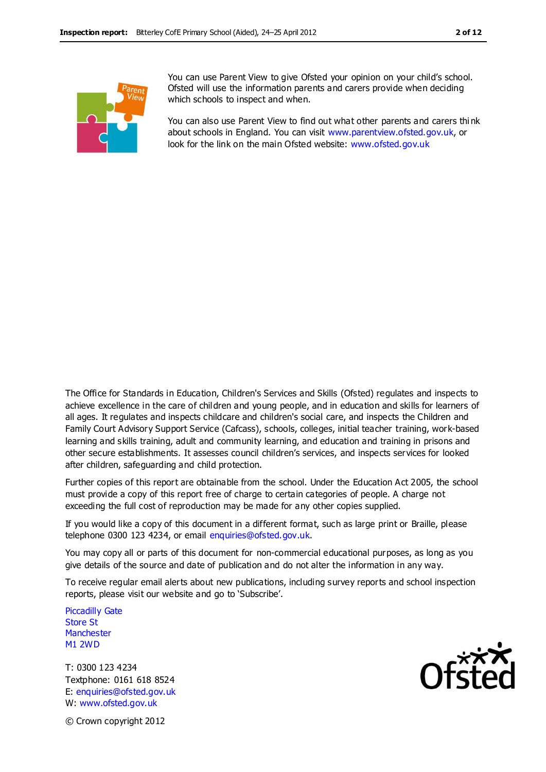You can use Parent View to give Ofsted your opinion on your child's school. Ofsted will use the information parents and carers provide when deciding which schools to inspect and when.

You can also use Parent View to find out what other parents and carers think about schools in England. You can visit www.parentview.ofsted.gov.uk, or look for the link on the main Ofsted website: www.ofsted.gov.uk

The Office for Standards in Education, Children's Services and Skills (Ofsted) regulates and inspects to achieve excellence in the care of children and young people, and in education and skills for learners of all ages. It regulates and inspects childcare and children's social care, and inspects the Children and Family Court Advisory Support Service (Cafcass), schools, colleges, initial teacher training, work-based learning and skills training, adult and community learning, and education and training in prisons and other secure establishments. It assesses council children's services, and inspects services for looked after children, safeguarding and child protection.

Further copies of this report are obtainable from the school. Under the Education Act 2005, the school must provide a copy of this report free of charge to certain categories of people. A charge not exceeding the full cost of reproduction may be made for any other copies supplied.

If you would like a copy of this document in a different format, such as large print or Braille, please telephone 0300 123 4234, or email enquiries@ofsted.gov.uk.

You may copy all or parts of this document for non-commercial educational purposes, as long as you give details of the source and date of publication and do not alter the information in any way.

To receive regular email alerts about new publications, including survey reports and school inspection reports, please visit our website and go to 'Subscribe'.

Piccadilly Gate
Store St
Manchester
M1 2WD

T: 0300 123 4234
Textphone: 0161 618 8524
E: enquiries@ofsted.gov.uk
W: www.ofsted.gov.uk

© Crown copyright 2012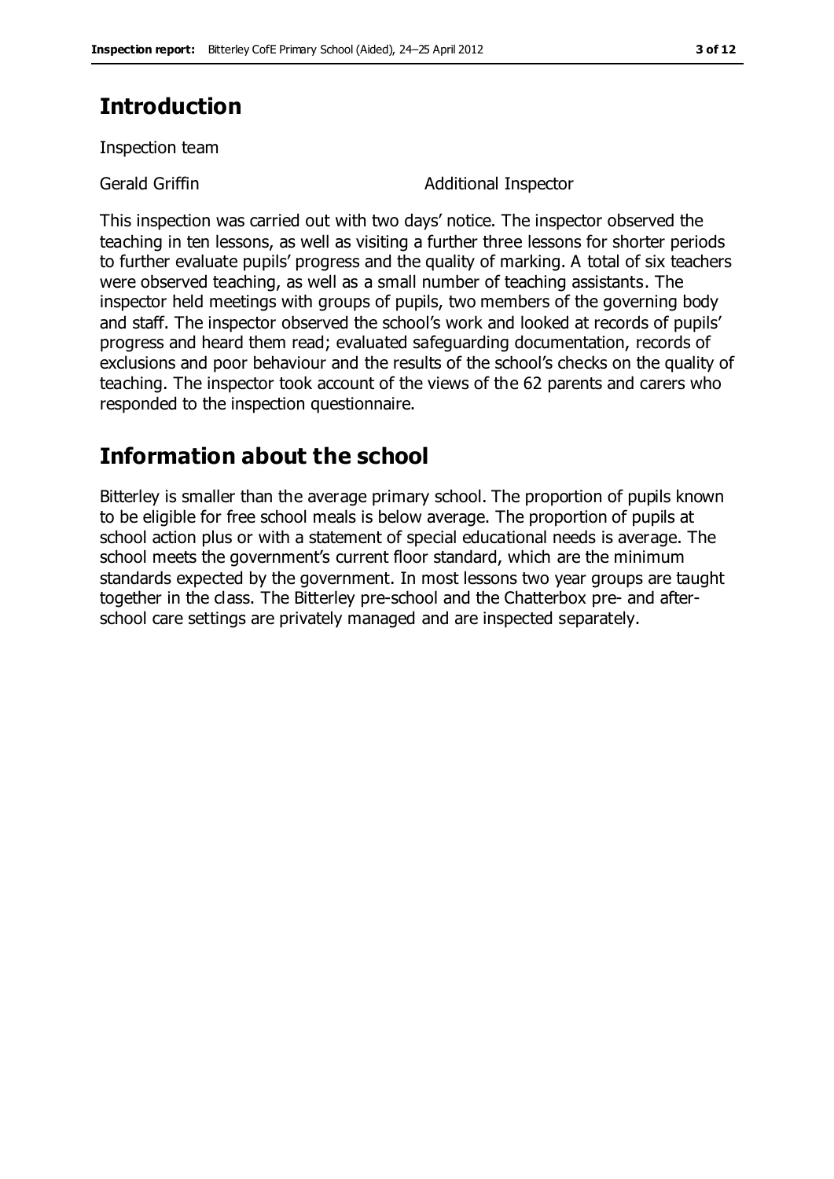# Introduction

Inspection team

| | |
|---|---|
| Gerald Griffin | Additional Inspector |

This inspection was carried out with two days' notice. The inspector observed the teaching in ten lessons, as well as visiting a further three lessons for shorter periods to further evaluate pupils' progress and the quality of marking. A total of six teachers were observed teaching, as well as a small number of teaching assistants. The inspector held meetings with groups of pupils, two members of the governing body and staff. The inspector observed the school's work and looked at records of pupils' progress and heard them read; evaluated safeguarding documentation, records of exclusions and poor behaviour and the results of the school's checks on the quality of teaching. The inspector took account of the views of the 62 parents and carers who responded to the inspection questionnaire.

# Information about the school

Bitterley is smaller than the average primary school. The proportion of pupils known to be eligible for free school meals is below average. The proportion of pupils at school action plus or with a statement of special educational needs is average. The school meets the government's current floor standard, which are the minimum standards expected by the government. In most lessons two year groups are taught together in the class. The Bitterley pre-school and the Chatterbox pre- and after-school care settings are privately managed and are inspected separately.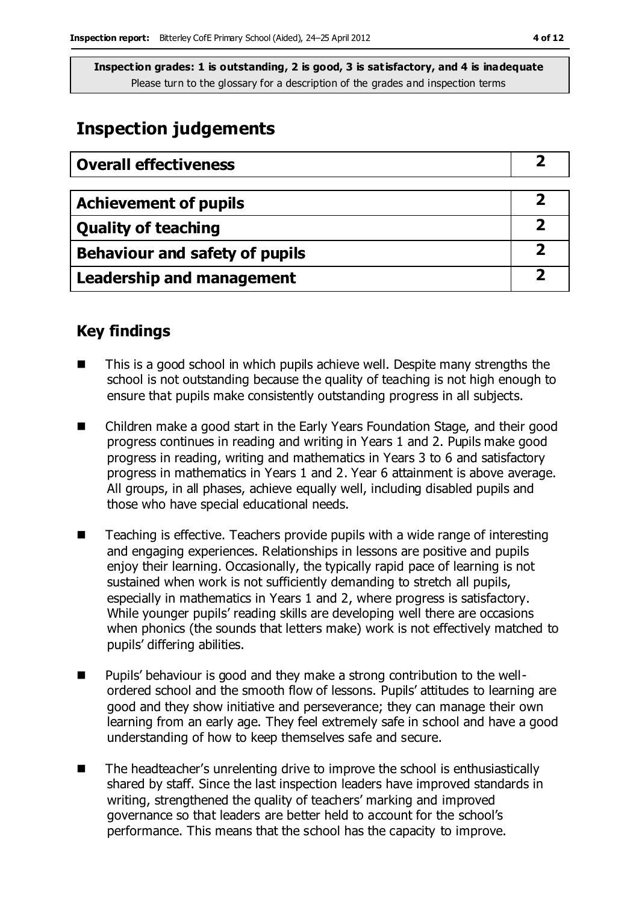**Inspection grades: 1 is outstanding, 2 is good, 3 is satisfactory, and 4 is inadequate**
Please turn to the glossary for a description of the grades and inspection terms

# Inspection judgements

| Overall effectiveness | 2 |
|---|---|

| Achievement of pupils | 2 |
|---|---|
| Quality of teaching | 2 |
| Behaviour and safety of pupils | 2 |
| Leadership and management | 2 |

## Key findings

- This is a good school in which pupils achieve well. Despite many strengths the school is not outstanding because the quality of teaching is not high enough to ensure that pupils make consistently outstanding progress in all subjects.
- Children make a good start in the Early Years Foundation Stage, and their good progress continues in reading and writing in Years 1 and 2. Pupils make good progress in reading, writing and mathematics in Years 3 to 6 and satisfactory progress in mathematics in Years 1 and 2. Year 6 attainment is above average. All groups, in all phases, achieve equally well, including disabled pupils and those who have special educational needs.
- Teaching is effective. Teachers provide pupils with a wide range of interesting and engaging experiences. Relationships in lessons are positive and pupils enjoy their learning. Occasionally, the typically rapid pace of learning is not sustained when work is not sufficiently demanding to stretch all pupils, especially in mathematics in Years 1 and 2, where progress is satisfactory. While younger pupils' reading skills are developing well there are occasions when phonics (the sounds that letters make) work is not effectively matched to pupils' differing abilities.
- Pupils' behaviour is good and they make a strong contribution to the well-ordered school and the smooth flow of lessons. Pupils' attitudes to learning are good and they show initiative and perseverance; they can manage their own learning from an early age. They feel extremely safe in school and have a good understanding of how to keep themselves safe and secure.
- The headteacher's unrelenting drive to improve the school is enthusiastically shared by staff. Since the last inspection leaders have improved standards in writing, strengthened the quality of teachers' marking and improved governance so that leaders are better held to account for the school's performance. This means that the school has the capacity to improve.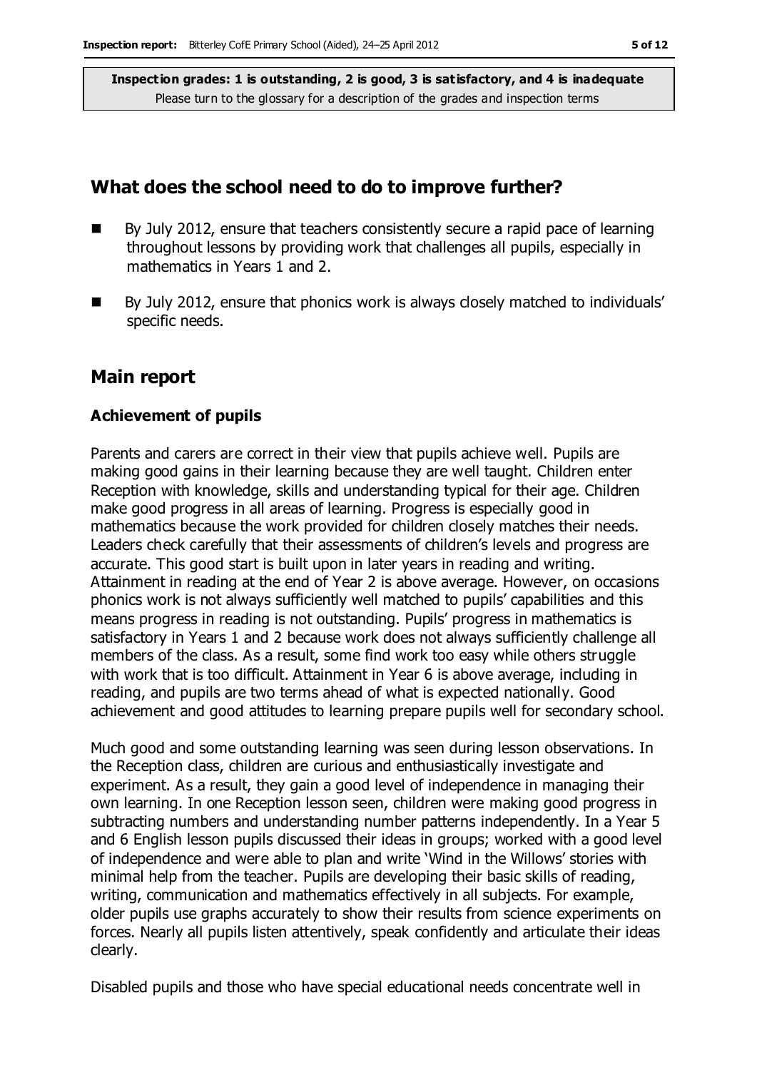**Inspection grades: 1 is outstanding, 2 is good, 3 is satisfactory, and 4 is inadequate**
Please turn to the glossary for a description of the grades and inspection terms

## What does the school need to do to improve further?

- By July 2012, ensure that teachers consistently secure a rapid pace of learning throughout lessons by providing work that challenges all pupils, especially in mathematics in Years 1 and 2.
- By July 2012, ensure that phonics work is always closely matched to individuals' specific needs.

## Main report

### Achievement of pupils

Parents and carers are correct in their view that pupils achieve well. Pupils are making good gains in their learning because they are well taught. Children enter Reception with knowledge, skills and understanding typical for their age. Children make good progress in all areas of learning. Progress is especially good in mathematics because the work provided for children closely matches their needs. Leaders check carefully that their assessments of children's levels and progress are accurate. This good start is built upon in later years in reading and writing. Attainment in reading at the end of Year 2 is above average. However, on occasions phonics work is not always sufficiently well matched to pupils' capabilities and this means progress in reading is not outstanding. Pupils' progress in mathematics is satisfactory in Years 1 and 2 because work does not always sufficiently challenge all members of the class. As a result, some find work too easy while others struggle with work that is too difficult. Attainment in Year 6 is above average, including in reading, and pupils are two terms ahead of what is expected nationally. Good achievement and good attitudes to learning prepare pupils well for secondary school.

Much good and some outstanding learning was seen during lesson observations. In the Reception class, children are curious and enthusiastically investigate and experiment. As a result, they gain a good level of independence in managing their own learning. In one Reception lesson seen, children were making good progress in subtracting numbers and understanding number patterns independently. In a Year 5 and 6 English lesson pupils discussed their ideas in groups; worked with a good level of independence and were able to plan and write 'Wind in the Willows' stories with minimal help from the teacher. Pupils are developing their basic skills of reading, writing, communication and mathematics effectively in all subjects. For example, older pupils use graphs accurately to show their results from science experiments on forces. Nearly all pupils listen attentively, speak confidently and articulate their ideas clearly.

Disabled pupils and those who have special educational needs concentrate well in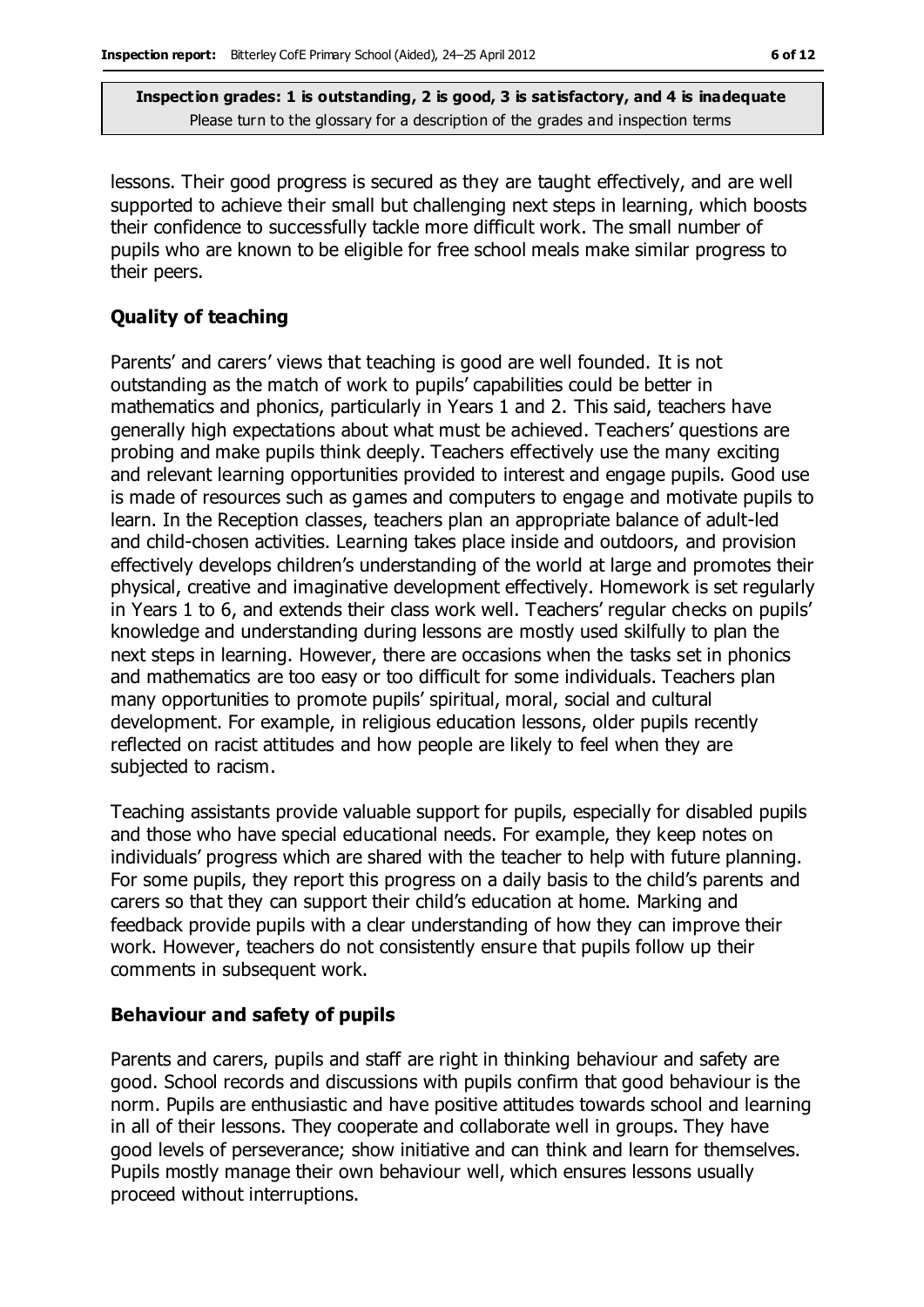lessons. Their good progress is secured as they are taught effectively, and are well supported to achieve their small but challenging next steps in learning, which boosts their confidence to successfully tackle more difficult work. The small number of pupils who are known to be eligible for free school meals make similar progress to their peers.

### Quality of teaching

Parents' and carers' views that teaching is good are well founded. It is not outstanding as the match of work to pupils' capabilities could be better in mathematics and phonics, particularly in Years 1 and 2. This said, teachers have generally high expectations about what must be achieved. Teachers' questions are probing and make pupils think deeply. Teachers effectively use the many exciting and relevant learning opportunities provided to interest and engage pupils. Good use is made of resources such as games and computers to engage and motivate pupils to learn. In the Reception classes, teachers plan an appropriate balance of adult-led and child-chosen activities. Learning takes place inside and outdoors, and provision effectively develops children's understanding of the world at large and promotes their physical, creative and imaginative development effectively. Homework is set regularly in Years 1 to 6, and extends their class work well. Teachers' regular checks on pupils' knowledge and understanding during lessons are mostly used skilfully to plan the next steps in learning. However, there are occasions when the tasks set in phonics and mathematics are too easy or too difficult for some individuals. Teachers plan many opportunities to promote pupils' spiritual, moral, social and cultural development. For example, in religious education lessons, older pupils recently reflected on racist attitudes and how people are likely to feel when they are subjected to racism.

Teaching assistants provide valuable support for pupils, especially for disabled pupils and those who have special educational needs. For example, they keep notes on individuals' progress which are shared with the teacher to help with future planning. For some pupils, they report this progress on a daily basis to the child's parents and carers so that they can support their child's education at home. Marking and feedback provide pupils with a clear understanding of how they can improve their work. However, teachers do not consistently ensure that pupils follow up their comments in subsequent work.

### Behaviour and safety of pupils

Parents and carers, pupils and staff are right in thinking behaviour and safety are good. School records and discussions with pupils confirm that good behaviour is the norm. Pupils are enthusiastic and have positive attitudes towards school and learning in all of their lessons. They cooperate and collaborate well in groups. They have good levels of perseverance; show initiative and can think and learn for themselves. Pupils mostly manage their own behaviour well, which ensures lessons usually proceed without interruptions.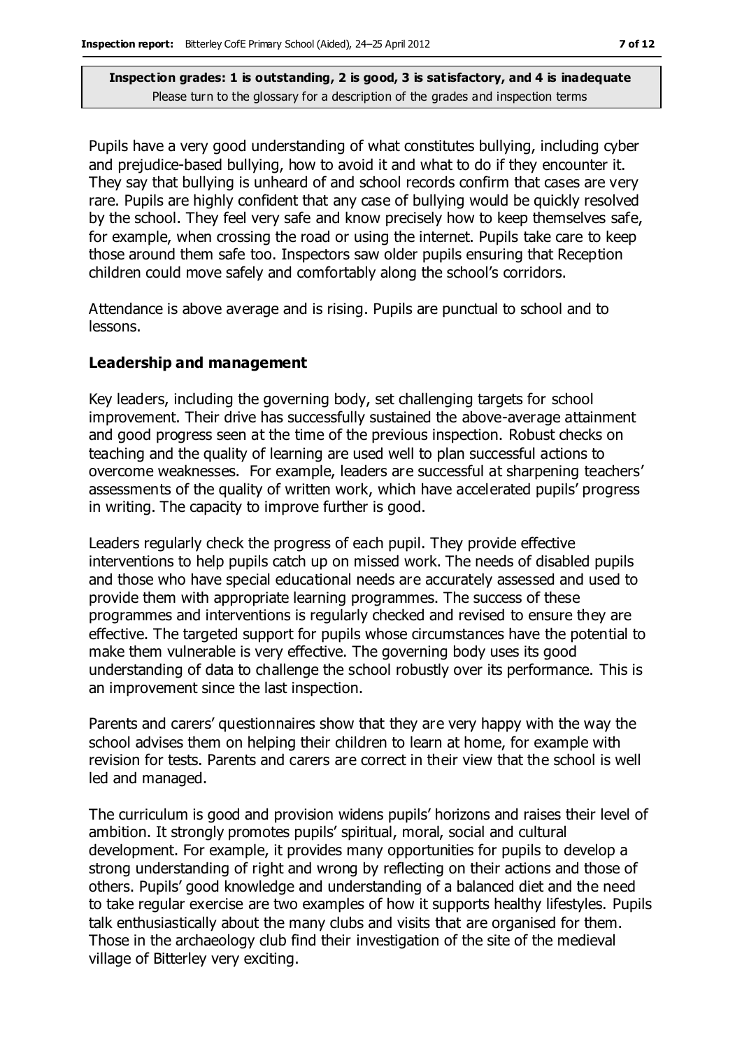**Inspection grades: 1 is outstanding, 2 is good, 3 is satisfactory, and 4 is inadequate**
Please turn to the glossary for a description of the grades and inspection terms

Pupils have a very good understanding of what constitutes bullying, including cyber and prejudice-based bullying, how to avoid it and what to do if they encounter it. They say that bullying is unheard of and school records confirm that cases are very rare. Pupils are highly confident that any case of bullying would be quickly resolved by the school. They feel very safe and know precisely how to keep themselves safe, for example, when crossing the road or using the internet. Pupils take care to keep those around them safe too. Inspectors saw older pupils ensuring that Reception children could move safely and comfortably along the school's corridors.

Attendance is above average and is rising. Pupils are punctual to school and to lessons.

### Leadership and management

Key leaders, including the governing body, set challenging targets for school improvement. Their drive has successfully sustained the above-average attainment and good progress seen at the time of the previous inspection. Robust checks on teaching and the quality of learning are used well to plan successful actions to overcome weaknesses. For example, leaders are successful at sharpening teachers' assessments of the quality of written work, which have accelerated pupils' progress in writing. The capacity to improve further is good.

Leaders regularly check the progress of each pupil. They provide effective interventions to help pupils catch up on missed work. The needs of disabled pupils and those who have special educational needs are accurately assessed and used to provide them with appropriate learning programmes. The success of these programmes and interventions is regularly checked and revised to ensure they are effective. The targeted support for pupils whose circumstances have the potential to make them vulnerable is very effective. The governing body uses its good understanding of data to challenge the school robustly over its performance. This is an improvement since the last inspection.

Parents and carers' questionnaires show that they are very happy with the way the school advises them on helping their children to learn at home, for example with revision for tests. Parents and carers are correct in their view that the school is well led and managed.

The curriculum is good and provision widens pupils' horizons and raises their level of ambition. It strongly promotes pupils' spiritual, moral, social and cultural development. For example, it provides many opportunities for pupils to develop a strong understanding of right and wrong by reflecting on their actions and those of others. Pupils' good knowledge and understanding of a balanced diet and the need to take regular exercise are two examples of how it supports healthy lifestyles. Pupils talk enthusiastically about the many clubs and visits that are organised for them. Those in the archaeology club find their investigation of the site of the medieval village of Bitterley very exciting.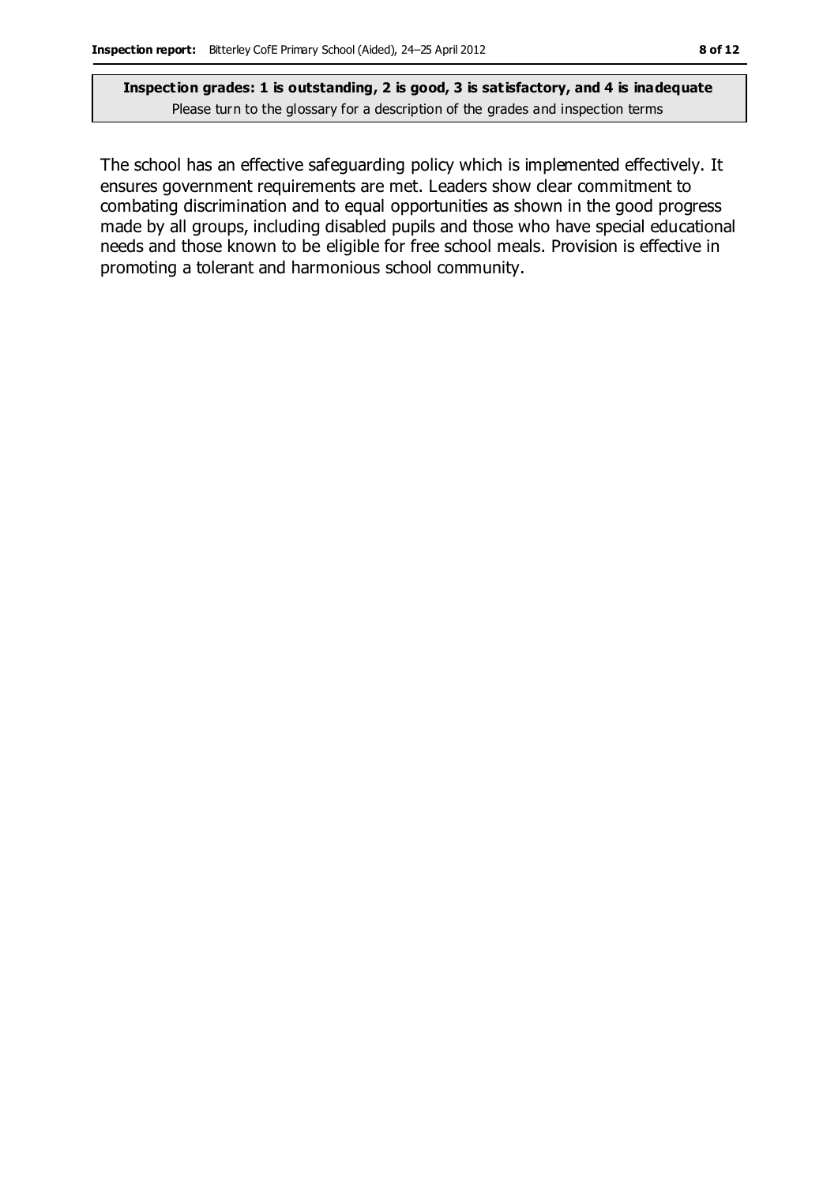**Inspection grades: 1 is outstanding, 2 is good, 3 is satisfactory, and 4 is inadequate**
Please turn to the glossary for a description of the grades and inspection terms

The school has an effective safeguarding policy which is implemented effectively. It ensures government requirements are met. Leaders show clear commitment to combating discrimination and to equal opportunities as shown in the good progress made by all groups, including disabled pupils and those who have special educational needs and those known to be eligible for free school meals. Provision is effective in promoting a tolerant and harmonious school community.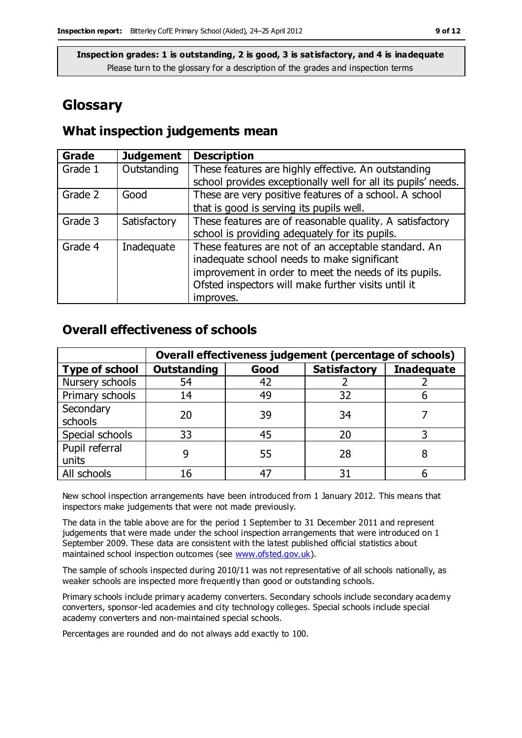**Inspection grades: 1 is outstanding, 2 is good, 3 is satisfactory, and 4 is inadequate**
Please turn to the glossary for a description of the grades and inspection terms

# Glossary

## What inspection judgements mean

| Grade | Judgement | Description |
|---|---|---|
| Grade 1 | Outstanding | These features are highly effective. An outstanding school provides exceptionally well for all its pupils' needs. |
| Grade 2 | Good | These are very positive features of a school. A school that is good is serving its pupils well. |
| Grade 3 | Satisfactory | These features are of reasonable quality. A satisfactory school is providing adequately for its pupils. |
| Grade 4 | Inadequate | These features are not of an acceptable standard. An inadequate school needs to make significant improvement in order to meet the needs of its pupils. Ofsted inspectors will make further visits until it improves. |

## Overall effectiveness of schools

| | Overall effectiveness judgement (percentage of schools) | | | |
|---|---|---|---|---|
| **Type of school** | **Outstanding** | **Good** | **Satisfactory** | **Inadequate** |
| Nursery schools | 54 | 42 | 2 | 2 |
| Primary schools | 14 | 49 | 32 | 6 |
| Secondary schools | 20 | 39 | 34 | 7 |
| Special schools | 33 | 45 | 20 | 3 |
| Pupil referral units | 9 | 55 | 28 | 8 |
| All schools | 16 | 47 | 31 | 6 |

New school inspection arrangements have been introduced from 1 January 2012. This means that inspectors make judgements that were not made previously.

The data in the table above are for the period 1 September to 31 December 2011 and represent judgements that were made under the school inspection arrangements that were introduced on 1 September 2009. These data are consistent with the latest published official statistics about maintained school inspection outcomes (see www.ofsted.gov.uk).

The sample of schools inspected during 2010/11 was not representative of all schools nationally, as weaker schools are inspected more frequently than good or outstanding schools.

Primary schools include primary academy converters. Secondary schools include secondary academy converters, sponsor-led academies and city technology colleges. Special schools include special academy converters and non-maintained special schools.

Percentages are rounded and do not always add exactly to 100.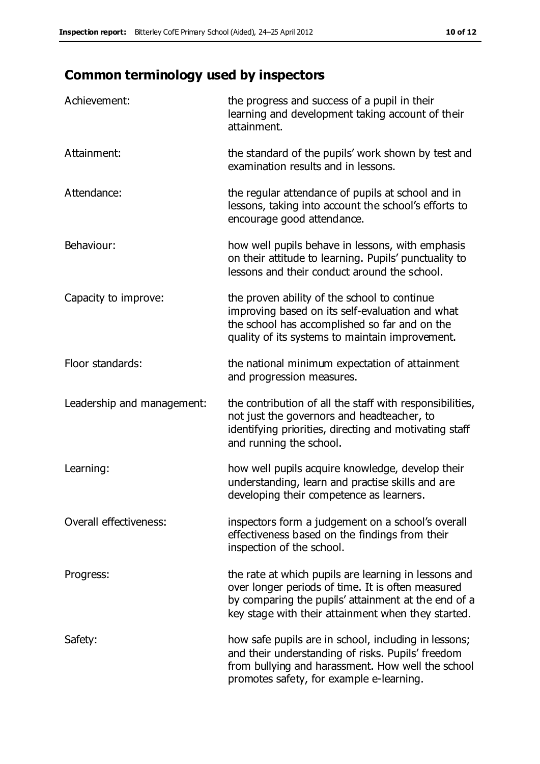## Common terminology used by inspectors

| | |
|---|---|
| Achievement: | the progress and success of a pupil in their learning and development taking account of their attainment. |
| Attainment: | the standard of the pupils' work shown by test and examination results and in lessons. |
| Attendance: | the regular attendance of pupils at school and in lessons, taking into account the school's efforts to encourage good attendance. |
| Behaviour: | how well pupils behave in lessons, with emphasis on their attitude to learning. Pupils' punctuality to lessons and their conduct around the school. |
| Capacity to improve: | the proven ability of the school to continue improving based on its self-evaluation and what the school has accomplished so far and on the quality of its systems to maintain improvement. |
| Floor standards: | the national minimum expectation of attainment and progression measures. |
| Leadership and management: | the contribution of all the staff with responsibilities, not just the governors and headteacher, to identifying priorities, directing and motivating staff and running the school. |
| Learning: | how well pupils acquire knowledge, develop their understanding, learn and practise skills and are developing their competence as learners. |
| Overall effectiveness: | inspectors form a judgement on a school's overall effectiveness based on the findings from their inspection of the school. |
| Progress: | the rate at which pupils are learning in lessons and over longer periods of time. It is often measured by comparing the pupils' attainment at the end of a key stage with their attainment when they started. |
| Safety: | how safe pupils are in school, including in lessons; and their understanding of risks. Pupils' freedom from bullying and harassment. How well the school promotes safety, for example e-learning. |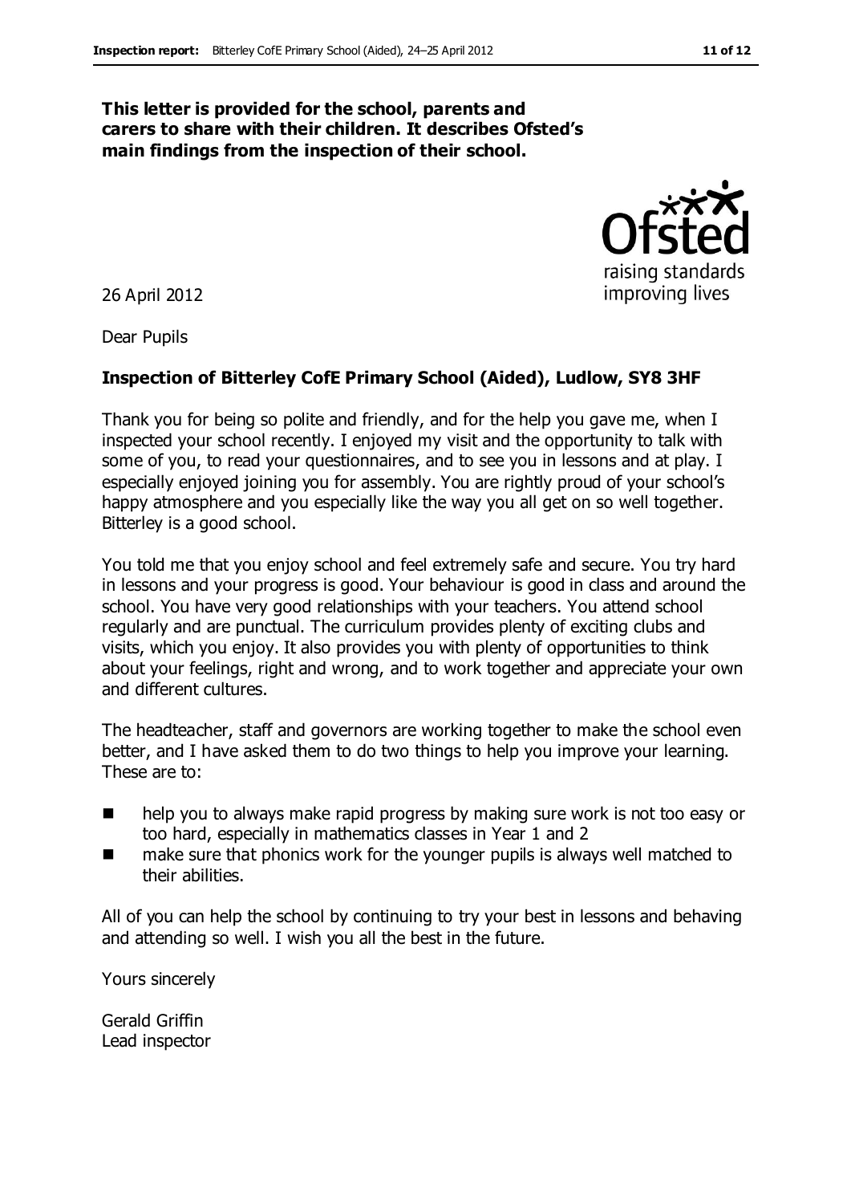**This letter is provided for the school, parents and carers to share with their children. It describes Ofsted's main findings from the inspection of their school.**

26 April 2012

Dear Pupils

**Inspection of Bitterley CofE Primary School (Aided), Ludlow, SY8 3HF**

Thank you for being so polite and friendly, and for the help you gave me, when I inspected your school recently. I enjoyed my visit and the opportunity to talk with some of you, to read your questionnaires, and to see you in lessons and at play. I especially enjoyed joining you for assembly. You are rightly proud of your school's happy atmosphere and you especially like the way you all get on so well together. Bitterley is a good school.

You told me that you enjoy school and feel extremely safe and secure. You try hard in lessons and your progress is good. Your behaviour is good in class and around the school. You have very good relationships with your teachers. You attend school regularly and are punctual. The curriculum provides plenty of exciting clubs and visits, which you enjoy. It also provides you with plenty of opportunities to think about your feelings, right and wrong, and to work together and appreciate your own and different cultures.

The headteacher, staff and governors are working together to make the school even better, and I have asked them to do two things to help you improve your learning. These are to:

- help you to always make rapid progress by making sure work is not too easy or too hard, especially in mathematics classes in Year 1 and 2
- make sure that phonics work for the younger pupils is always well matched to their abilities.

All of you can help the school by continuing to try your best in lessons and behaving and attending so well. I wish you all the best in the future.

Yours sincerely

Gerald Griffin
Lead inspector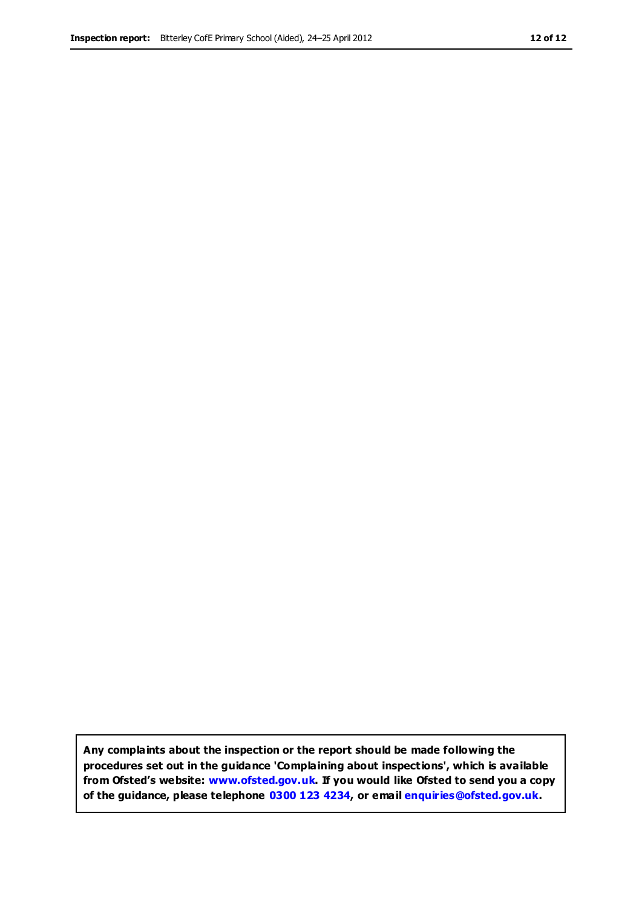**Any complaints about the inspection or the report should be made following the procedures set out in the guidance 'Complaining about inspections', which is available from Ofsted's website: www.ofsted.gov.uk. If you would like Ofsted to send you a copy of the guidance, please telephone 0300 123 4234, or email enquiries@ofsted.gov.uk.**